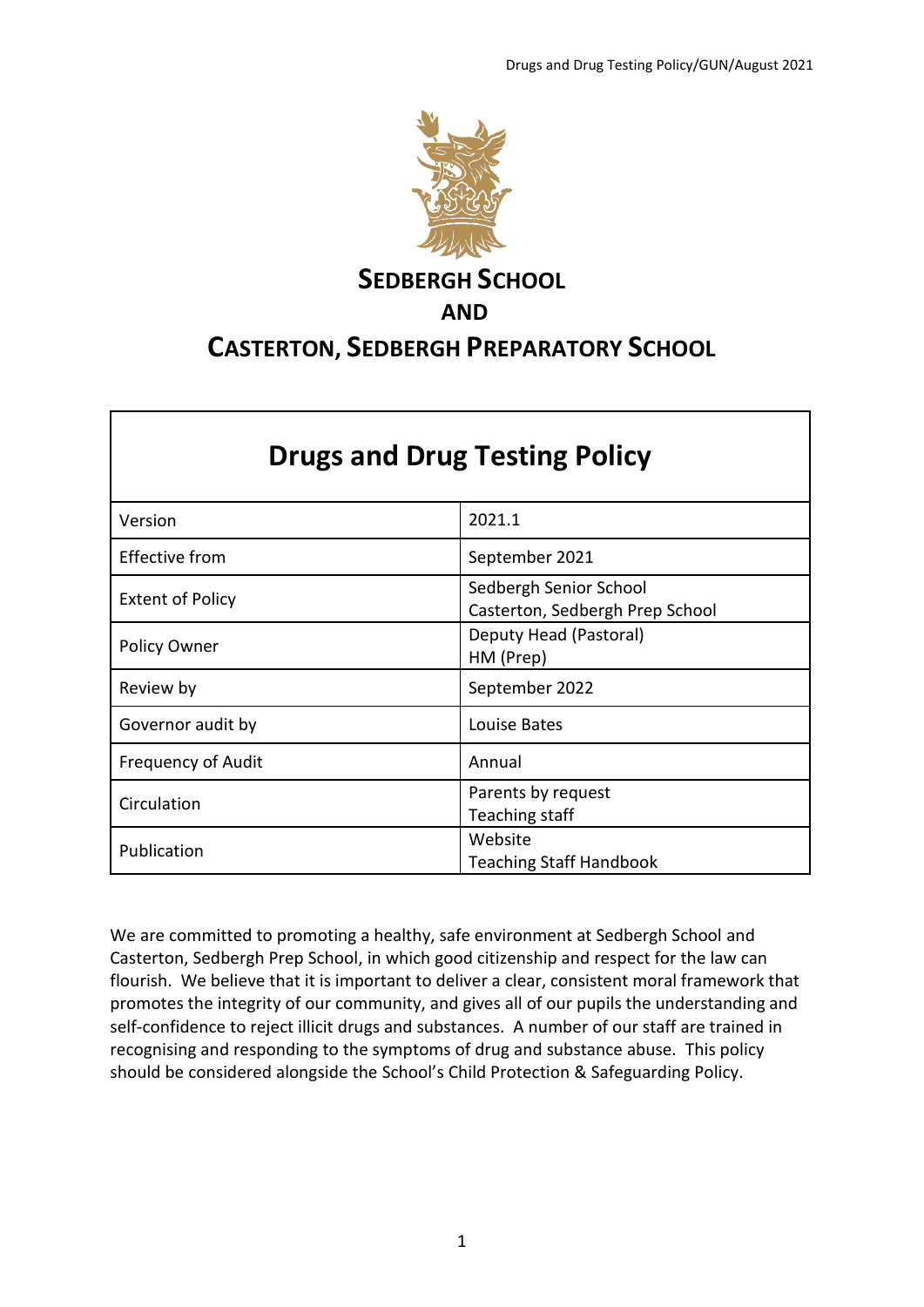# SEDBERGH SCHOOL

# AND

# CASTERTON, SEDBERGH PREPARATORY SCHOOL

| Drugs and Drug Testing Policy | |
|---|---|
| Version | 2021.1 |
| Effective from | September 2021 |
| Extent of Policy | Sedbergh Senior School<br>Casterton, Sedbergh Prep School |
| Policy Owner | Deputy Head (Pastoral)<br>HM (Prep) |
| Review by | September 2022 |
| Governor audit by | Louise Bates |
| Frequency of Audit | Annual |
| Circulation | Parents by request<br>Teaching staff |
| Publication | Website<br>Teaching Staff Handbook |

We are committed to promoting a healthy, safe environment at Sedbergh School and Casterton, Sedbergh Prep School, in which good citizenship and respect for the law can flourish. We believe that it is important to deliver a clear, consistent moral framework that promotes the integrity of our community, and gives all of our pupils the understanding and self-confidence to reject illicit drugs and substances. A number of our staff are trained in recognising and responding to the symptoms of drug and substance abuse. This policy should be considered alongside the School's Child Protection & Safeguarding Policy.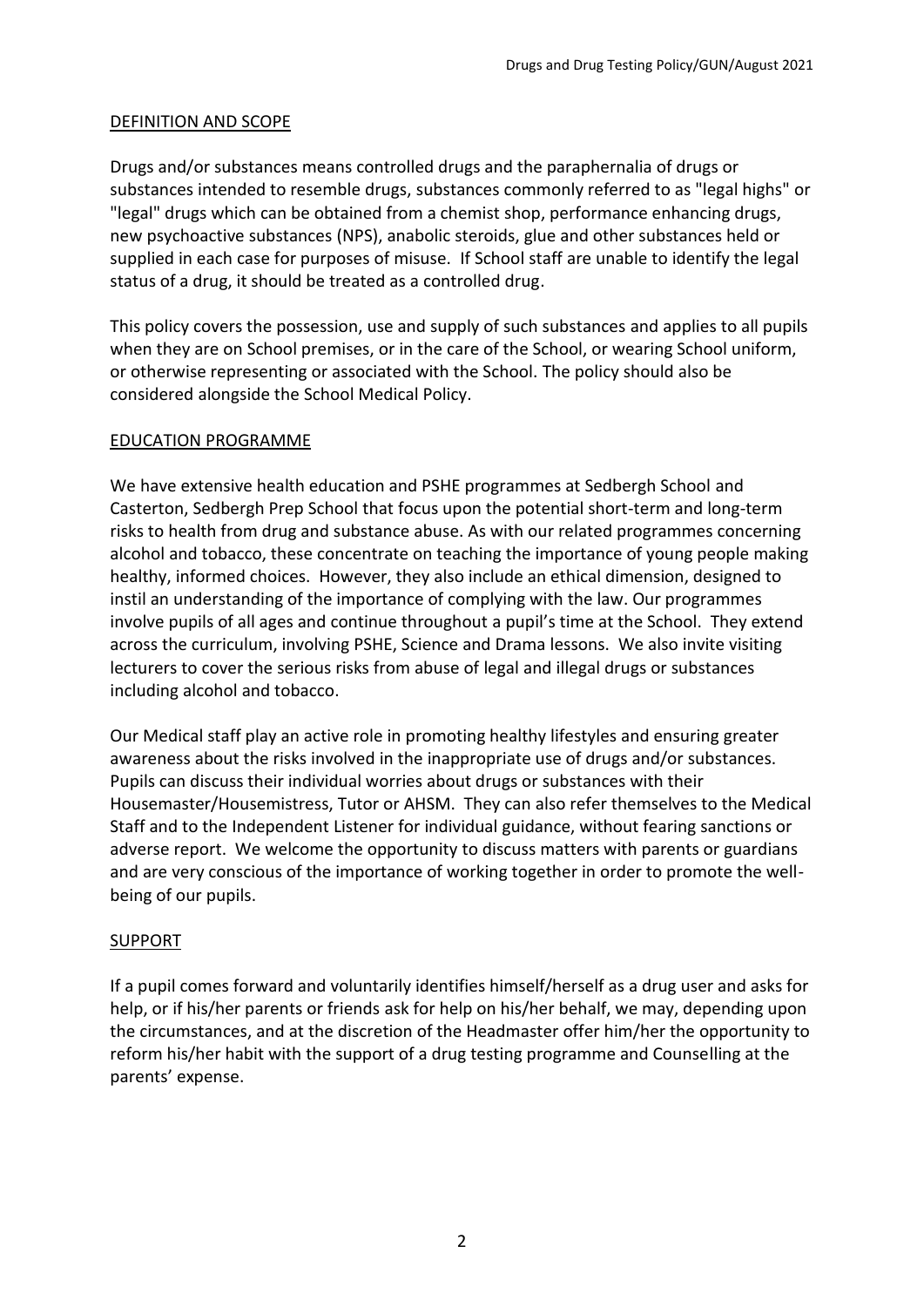## DEFINITION AND SCOPE

Drugs and/or substances means controlled drugs and the paraphernalia of drugs or substances intended to resemble drugs, substances commonly referred to as "legal highs" or "legal" drugs which can be obtained from a chemist shop, performance enhancing drugs, new psychoactive substances (NPS), anabolic steroids, glue and other substances held or supplied in each case for purposes of misuse. If School staff are unable to identify the legal status of a drug, it should be treated as a controlled drug.

This policy covers the possession, use and supply of such substances and applies to all pupils when they are on School premises, or in the care of the School, or wearing School uniform, or otherwise representing or associated with the School. The policy should also be considered alongside the School Medical Policy.

## EDUCATION PROGRAMME

We have extensive health education and PSHE programmes at Sedbergh School and Casterton, Sedbergh Prep School that focus upon the potential short-term and long-term risks to health from drug and substance abuse. As with our related programmes concerning alcohol and tobacco, these concentrate on teaching the importance of young people making healthy, informed choices. However, they also include an ethical dimension, designed to instil an understanding of the importance of complying with the law. Our programmes involve pupils of all ages and continue throughout a pupil's time at the School. They extend across the curriculum, involving PSHE, Science and Drama lessons. We also invite visiting lecturers to cover the serious risks from abuse of legal and illegal drugs or substances including alcohol and tobacco.

Our Medical staff play an active role in promoting healthy lifestyles and ensuring greater awareness about the risks involved in the inappropriate use of drugs and/or substances. Pupils can discuss their individual worries about drugs or substances with their Housemaster/Housemistress, Tutor or AHSM. They can also refer themselves to the Medical Staff and to the Independent Listener for individual guidance, without fearing sanctions or adverse report. We welcome the opportunity to discuss matters with parents or guardians and are very conscious of the importance of working together in order to promote the well-being of our pupils.

## SUPPORT

If a pupil comes forward and voluntarily identifies himself/herself as a drug user and asks for help, or if his/her parents or friends ask for help on his/her behalf, we may, depending upon the circumstances, and at the discretion of the Headmaster offer him/her the opportunity to reform his/her habit with the support of a drug testing programme and Counselling at the parents' expense.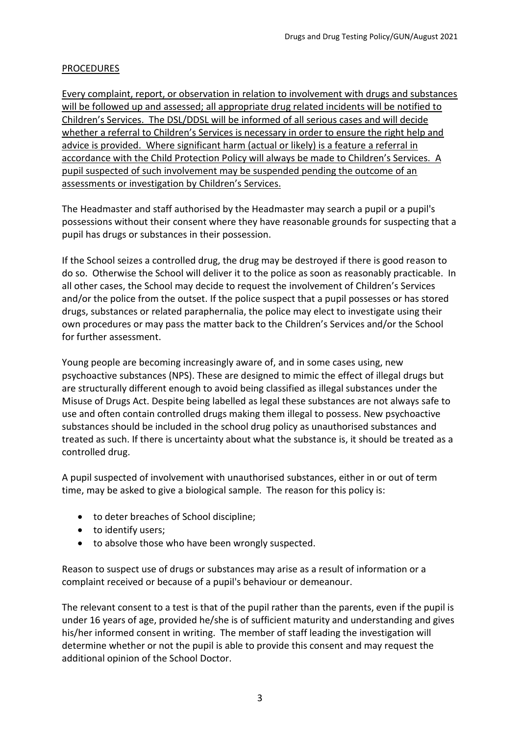## PROCEDURES

<u>Every complaint, report, or observation in relation to involvement with drugs and substances will be followed up and assessed; all appropriate drug related incidents will be notified to Children's Services. The DSL/DDSL will be informed of all serious cases and will decide whether a referral to Children's Services is necessary in order to ensure the right help and advice is provided. Where significant harm (actual or likely) is a feature a referral in accordance with the Child Protection Policy will always be made to Children's Services. A pupil suspected of such involvement may be suspended pending the outcome of an assessments or investigation by Children's Services.</u>

The Headmaster and staff authorised by the Headmaster may search a pupil or a pupil's possessions without their consent where they have reasonable grounds for suspecting that a pupil has drugs or substances in their possession.

If the School seizes a controlled drug, the drug may be destroyed if there is good reason to do so. Otherwise the School will deliver it to the police as soon as reasonably practicable. In all other cases, the School may decide to request the involvement of Children's Services and/or the police from the outset. If the police suspect that a pupil possesses or has stored drugs, substances or related paraphernalia, the police may elect to investigate using their own procedures or may pass the matter back to the Children's Services and/or the School for further assessment.

Young people are becoming increasingly aware of, and in some cases using, new psychoactive substances (NPS). These are designed to mimic the effect of illegal drugs but are structurally different enough to avoid being classified as illegal substances under the Misuse of Drugs Act. Despite being labelled as legal these substances are not always safe to use and often contain controlled drugs making them illegal to possess. New psychoactive substances should be included in the school drug policy as unauthorised substances and treated as such. If there is uncertainty about what the substance is, it should be treated as a controlled drug.

A pupil suspected of involvement with unauthorised substances, either in or out of term time, may be asked to give a biological sample. The reason for this policy is:

- to deter breaches of School discipline;
- to identify users;
- to absolve those who have been wrongly suspected.

Reason to suspect use of drugs or substances may arise as a result of information or a complaint received or because of a pupil's behaviour or demeanour.

The relevant consent to a test is that of the pupil rather than the parents, even if the pupil is under 16 years of age, provided he/she is of sufficient maturity and understanding and gives his/her informed consent in writing. The member of staff leading the investigation will determine whether or not the pupil is able to provide this consent and may request the additional opinion of the School Doctor.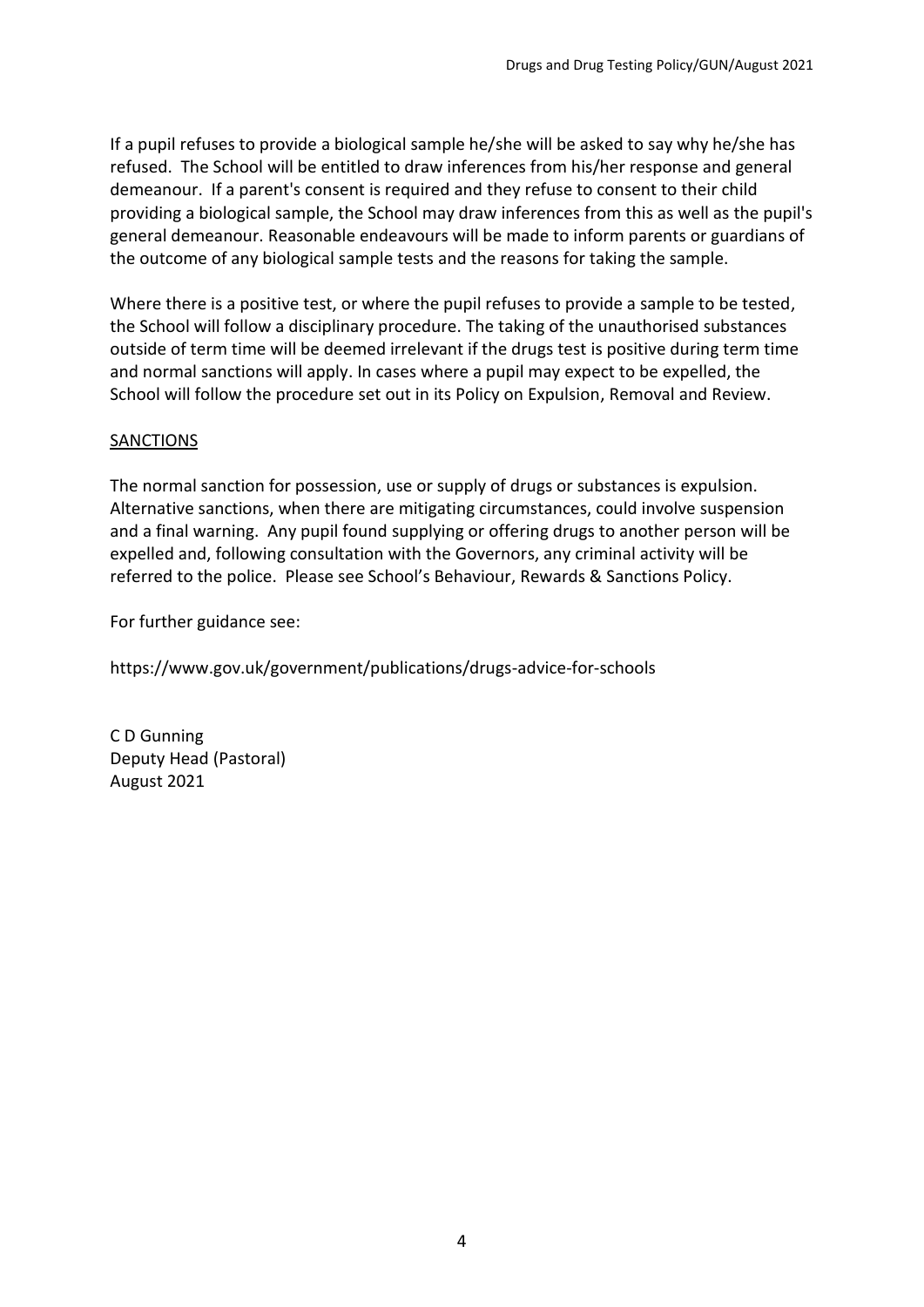If a pupil refuses to provide a biological sample he/she will be asked to say why he/she has refused. The School will be entitled to draw inferences from his/her response and general demeanour. If a parent's consent is required and they refuse to consent to their child providing a biological sample, the School may draw inferences from this as well as the pupil's general demeanour. Reasonable endeavours will be made to inform parents or guardians of the outcome of any biological sample tests and the reasons for taking the sample.

Where there is a positive test, or where the pupil refuses to provide a sample to be tested, the School will follow a disciplinary procedure. The taking of the unauthorised substances outside of term time will be deemed irrelevant if the drugs test is positive during term time and normal sanctions will apply. In cases where a pupil may expect to be expelled, the School will follow the procedure set out in its Policy on Expulsion, Removal and Review.

## SANCTIONS

The normal sanction for possession, use or supply of drugs or substances is expulsion. Alternative sanctions, when there are mitigating circumstances, could involve suspension and a final warning. Any pupil found supplying or offering drugs to another person will be expelled and, following consultation with the Governors, any criminal activity will be referred to the police. Please see School's Behaviour, Rewards & Sanctions Policy.

For further guidance see:

https://www.gov.uk/government/publications/drugs-advice-for-schools

C D Gunning
Deputy Head (Pastoral)
August 2021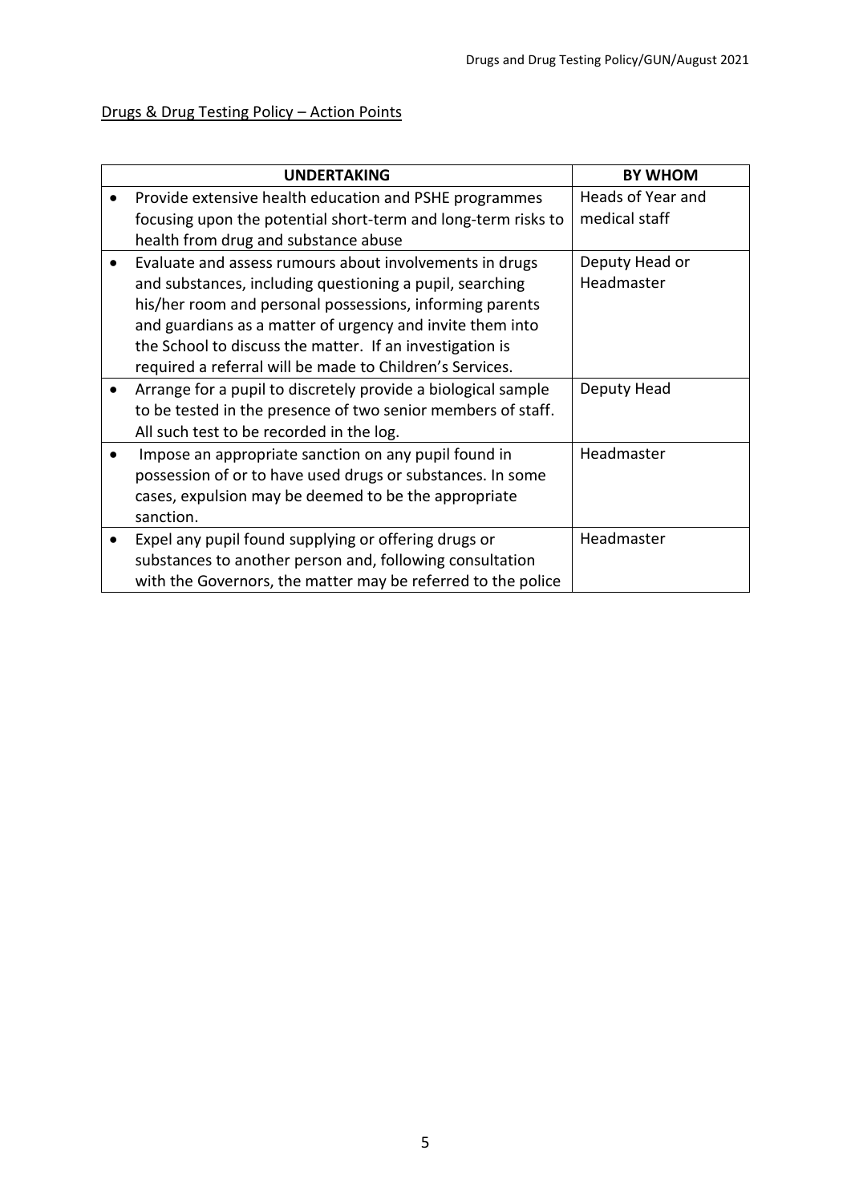Drugs & Drug Testing Policy – Action Points

| UNDERTAKING | BY WHOM |
|---|---|
| • Provide extensive health education and PSHE programmes focusing upon the potential short-term and long-term risks to health from drug and substance abuse | Heads of Year and medical staff |
| • Evaluate and assess rumours about involvements in drugs and substances, including questioning a pupil, searching his/her room and personal possessions, informing parents and guardians as a matter of urgency and invite them into the School to discuss the matter. If an investigation is required a referral will be made to Children's Services. | Deputy Head or Headmaster |
| • Arrange for a pupil to discretely provide a biological sample to be tested in the presence of two senior members of staff. All such test to be recorded in the log. | Deputy Head |
| • Impose an appropriate sanction on any pupil found in possession of or to have used drugs or substances. In some cases, expulsion may be deemed to be the appropriate sanction. | Headmaster |
| • Expel any pupil found supplying or offering drugs or substances to another person and, following consultation with the Governors, the matter may be referred to the police | Headmaster |